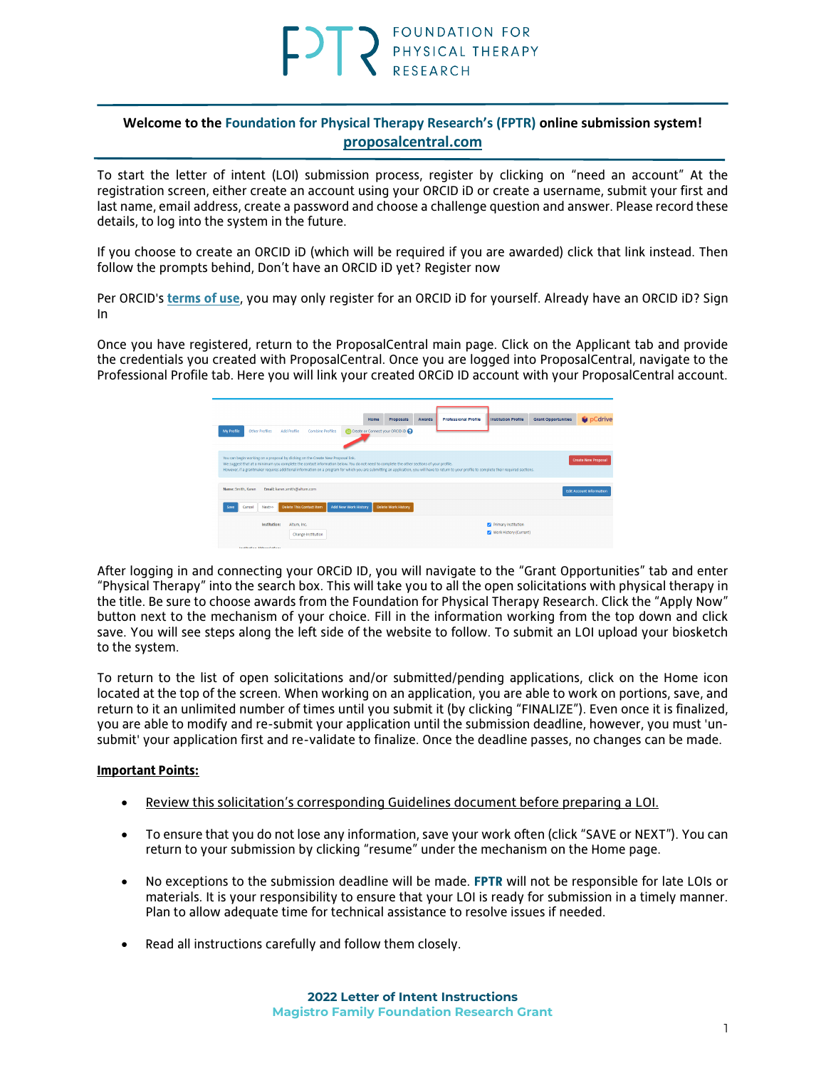FOUNDATION FOR PHYSICAL THERAPY RESEARCH

**Welcome to the Foundation for Physical Therapy Research's (FPTR) online submission system!**
**proposalcentral.com**

To start the letter of intent (LOI) submission process, register by clicking on "need an account" At the registration screen, either create an account using your ORCID iD or create a username, submit your first and last name, email address, create a password and choose a challenge question and answer. Please record these details, to log into the system in the future.

If you choose to create an ORCID iD (which will be required if you are awarded) click that link instead. Then follow the prompts behind, Don't have an ORCID iD yet? Register now

Per ORCID's **terms of use**, you may only register for an ORCID iD for yourself. Already have an ORCID iD? Sign In

Once you have registered, return to the ProposalCentral main page. Click on the Applicant tab and provide the credentials you created with ProposalCentral. Once you are logged into ProposalCentral, navigate to the Professional Profile tab. Here you will link your created ORCiD ID account with your ProposalCentral account.

After logging in and connecting your ORCiD ID, you will navigate to the "Grant Opportunities" tab and enter "Physical Therapy" into the search box. This will take you to all the open solicitations with physical therapy in the title. Be sure to choose awards from the Foundation for Physical Therapy Research. Click the "Apply Now" button next to the mechanism of your choice. Fill in the information working from the top down and click save. You will see steps along the left side of the website to follow. To submit an LOI upload your biosketch to the system.

To return to the list of open solicitations and/or submitted/pending applications, click on the Home icon located at the top of the screen. When working on an application, you are able to work on portions, save, and return to it an unlimited number of times until you submit it (by clicking "FINALIZE"). Even once it is finalized, you are able to modify and re-submit your application until the submission deadline, however, you must 'un-submit' your application first and re-validate to finalize. Once the deadline passes, no changes can be made.

**Important Points:**

- Review this solicitation's corresponding Guidelines document before preparing a LOI.
- To ensure that you do not lose any information, save your work often (click "SAVE or NEXT"). You can return to your submission by clicking "resume" under the mechanism on the Home page.
- No exceptions to the submission deadline will be made. **FPTR** will not be responsible for late LOIs or materials. It is your responsibility to ensure that your LOI is ready for submission in a timely manner. Plan to allow adequate time for technical assistance to resolve issues if needed.
- Read all instructions carefully and follow them closely.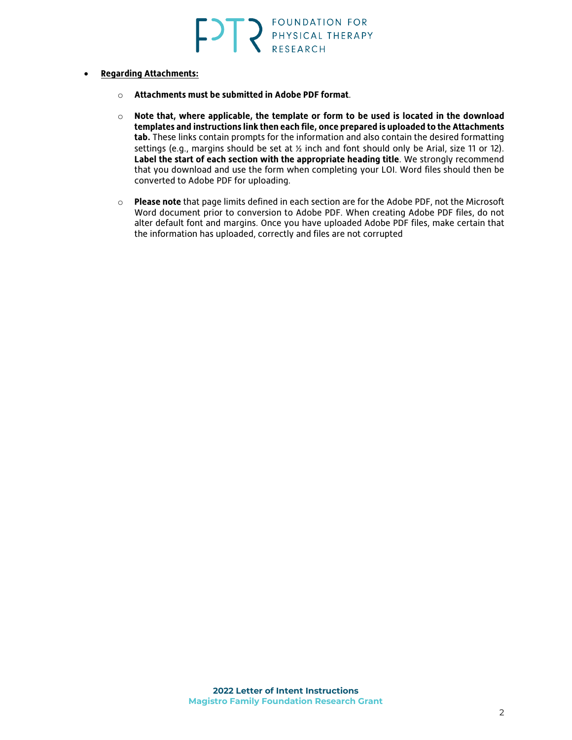- **Regarding Attachments:**

    - **Attachments must be submitted in Adobe PDF format**.

    - **Note that, where applicable, the template or form to be used is located in the download templates and instructions link then each file, once prepared is uploaded to the Attachments tab.** These links contain prompts for the information and also contain the desired formatting settings (e.g., margins should be set at ½ inch and font should only be Arial, size 11 or 12). **Label the start of each section with the appropriate heading title**. We strongly recommend that you download and use the form when completing your LOI. Word files should then be converted to Adobe PDF for uploading.

    - **Please note** that page limits defined in each section are for the Adobe PDF, not the Microsoft Word document prior to conversion to Adobe PDF. When creating Adobe PDF files, do not alter default font and margins. Once you have uploaded Adobe PDF files, make certain that the information has uploaded, correctly and files are not corrupted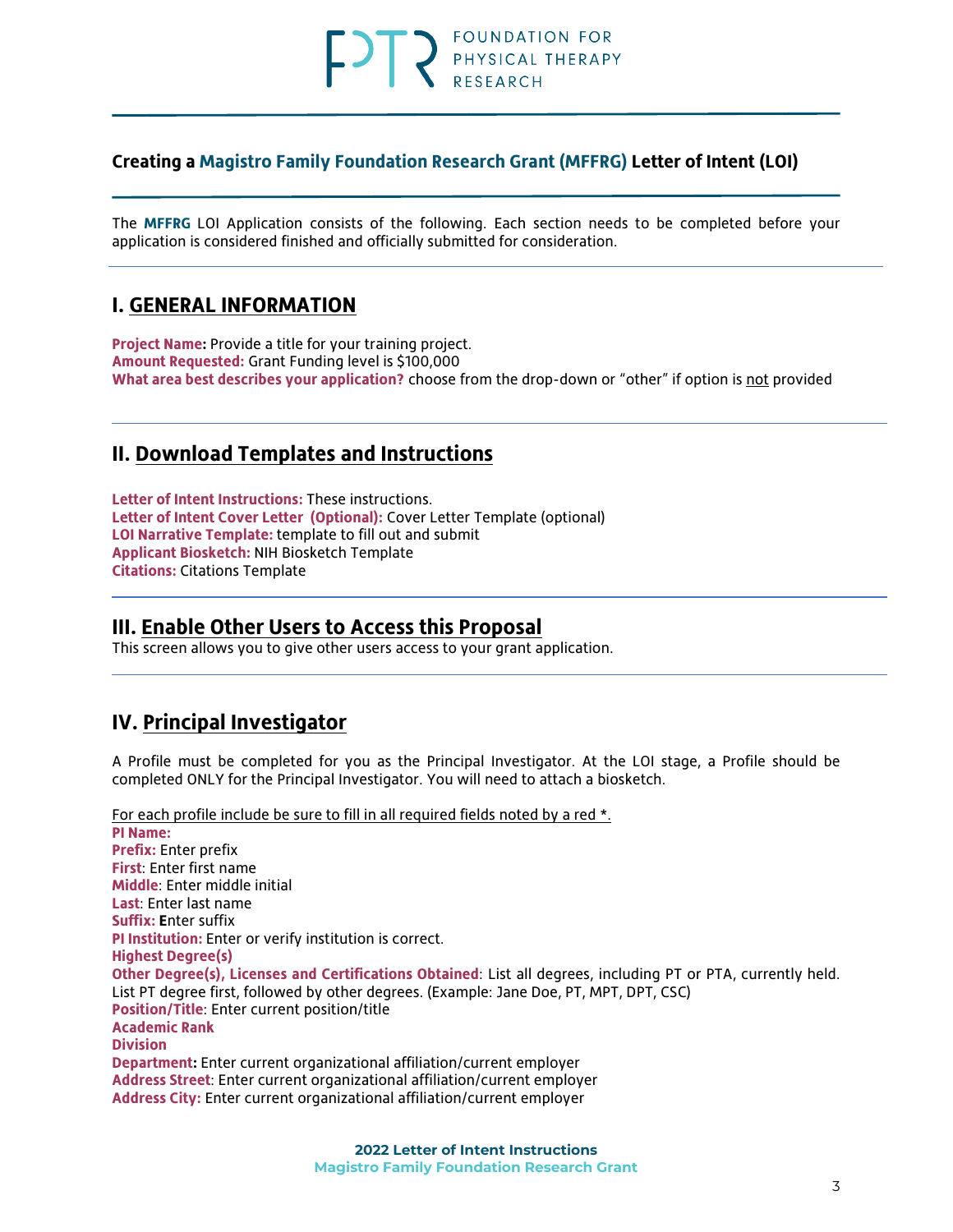FOUNDATION FOR PHYSICAL THERAPY RESEARCH

## Creating a Magistro Family Foundation Research Grant (MFFRG) Letter of Intent (LOI)

The **MFFRG** LOI Application consists of the following. Each section needs to be completed before your application is considered finished and officially submitted for consideration.

## I. GENERAL INFORMATION

**Project Name:** Provide a title for your training project.
**Amount Requested:** Grant Funding level is $100,000
**What area best describes your application?** choose from the drop-down or "other" if option is not provided

## II. Download Templates and Instructions

**Letter of Intent Instructions:** These instructions.
**Letter of Intent Cover Letter (Optional):** Cover Letter Template (optional)
**LOI Narrative Template:** template to fill out and submit
**Applicant Biosketch:** NIH Biosketch Template
**Citations:** Citations Template

## III. Enable Other Users to Access this Proposal

This screen allows you to give other users access to your grant application.

## IV. Principal Investigator

A Profile must be completed for you as the Principal Investigator. At the LOI stage, a Profile should be completed ONLY for the Principal Investigator. You will need to attach a biosketch.

For each profile include be sure to fill in all required fields noted by a red *.

**PI Name:**
**Prefix:** Enter prefix
**First**: Enter first name
**Middle**: Enter middle initial
**Last**: Enter last name
**Suffix:** Enter suffix
**PI Institution:** Enter or verify institution is correct.
**Highest Degree(s)**
**Other Degree(s), Licenses and Certifications Obtained**: List all degrees, including PT or PTA, currently held. List PT degree first, followed by other degrees. (Example: Jane Doe, PT, MPT, DPT, CSC)
**Position/Title**: Enter current position/title
**Academic Rank**
**Division**
**Department:** Enter current organizational affiliation/current employer
**Address Street**: Enter current organizational affiliation/current employer
**Address City:** Enter current organizational affiliation/current employer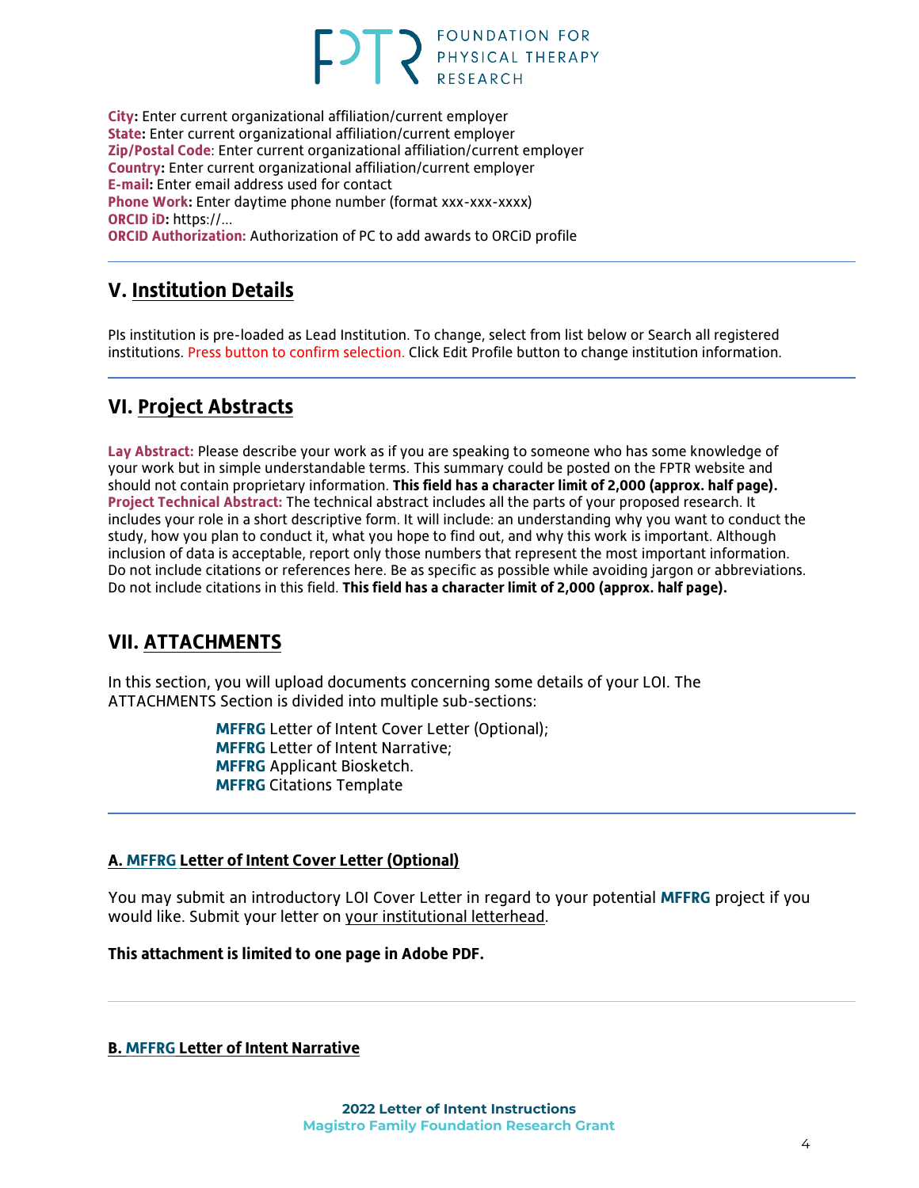**City:** Enter current organizational affiliation/current employer
**State:** Enter current organizational affiliation/current employer
**Zip/Postal Code**: Enter current organizational affiliation/current employer
**Country:** Enter current organizational affiliation/current employer
**E-mail:** Enter email address used for contact
**Phone Work:** Enter daytime phone number (format xxx-xxx-xxxx)
**ORCID iD:** https://...
**ORCID Authorization:** Authorization of PC to add awards to ORCiD profile

## V. Institution Details

PIs institution is pre-loaded as Lead Institution. To change, select from list below or Search all registered institutions. Press button to confirm selection. Click Edit Profile button to change institution information.

## VI. Project Abstracts

**Lay Abstract:** Please describe your work as if you are speaking to someone who has some knowledge of your work but in simple understandable terms. This summary could be posted on the FPTR website and should not contain proprietary information. **This field has a character limit of 2,000 (approx. half page).**
**Project Technical Abstract:** The technical abstract includes all the parts of your proposed research. It includes your role in a short descriptive form. It will include: an understanding why you want to conduct the study, how you plan to conduct it, what you hope to find out, and why this work is important. Although inclusion of data is acceptable, report only those numbers that represent the most important information. Do not include citations or references here. Be as specific as possible while avoiding jargon or abbreviations. Do not include citations in this field. **This field has a character limit of 2,000 (approx. half page).**

## VII. ATTACHMENTS

In this section, you will upload documents concerning some details of your LOI. The ATTACHMENTS Section is divided into multiple sub-sections:

- **MFFRG** Letter of Intent Cover Letter (Optional);
- **MFFRG** Letter of Intent Narrative;
- **MFFRG** Applicant Biosketch.
- **MFFRG** Citations Template

### A. MFFRG Letter of Intent Cover Letter (Optional)

You may submit an introductory LOI Cover Letter in regard to your potential **MFFRG** project if you would like. Submit your letter on your institutional letterhead.

**This attachment is limited to one page in Adobe PDF.**

### B. MFFRG Letter of Intent Narrative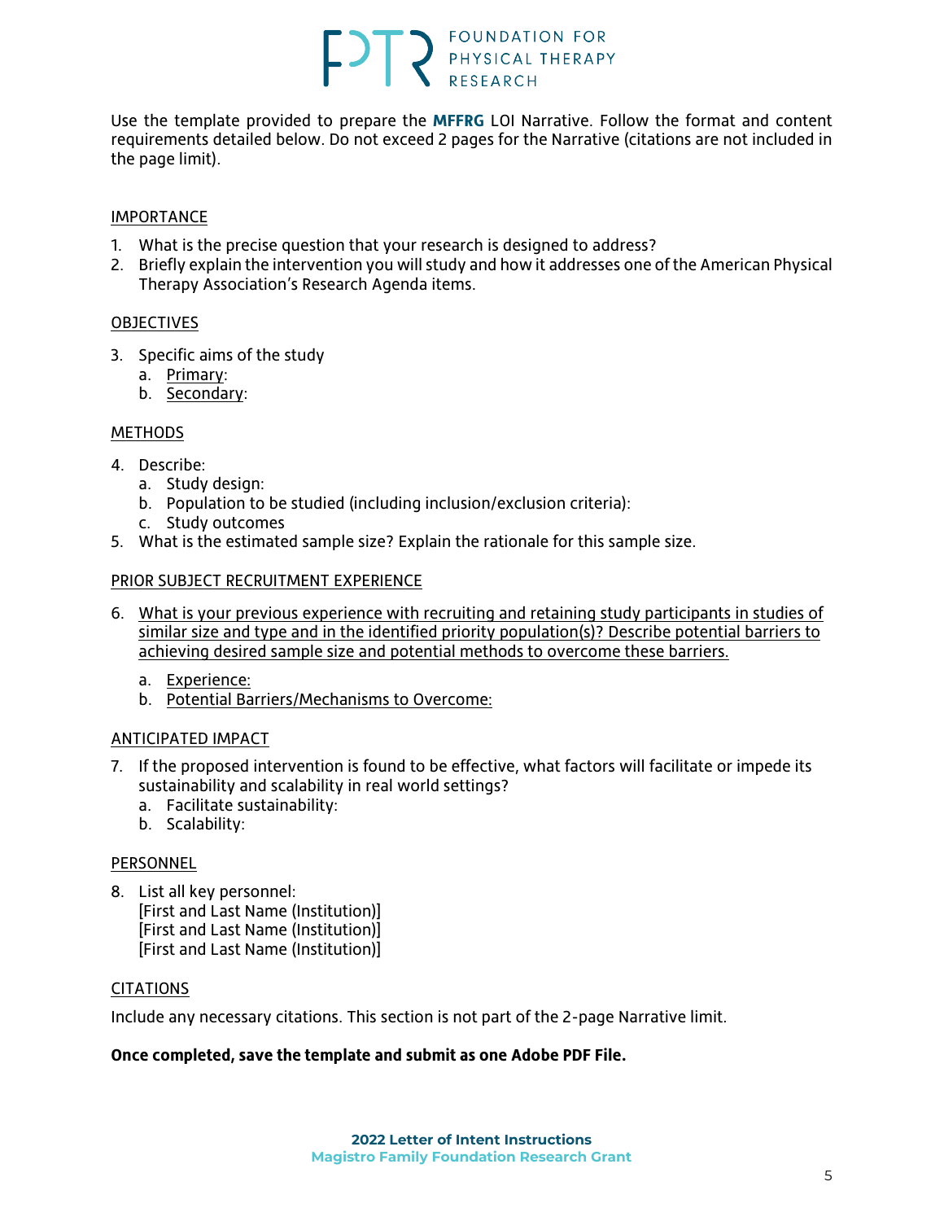Use the template provided to prepare the **MFFRG** LOI Narrative. Follow the format and content requirements detailed below. Do not exceed 2 pages for the Narrative (citations are not included in the page limit).

## IMPORTANCE

1. What is the precise question that your research is designed to address?
2. Briefly explain the intervention you will study and how it addresses one of the American Physical Therapy Association's Research Agenda items.

## OBJECTIVES

3. Specific aims of the study
   a. Primary:
   b. Secondary:

## METHODS

4. Describe:
   a. Study design:
   b. Population to be studied (including inclusion/exclusion criteria):
   c. Study outcomes
5. What is the estimated sample size? Explain the rationale for this sample size.

## PRIOR SUBJECT RECRUITMENT EXPERIENCE

6. What is your previous experience with recruiting and retaining study participants in studies of similar size and type and in the identified priority population(s)? Describe potential barriers to achieving desired sample size and potential methods to overcome these barriers.
   a. Experience:
   b. Potential Barriers/Mechanisms to Overcome:

## ANTICIPATED IMPACT

7. If the proposed intervention is found to be effective, what factors will facilitate or impede its sustainability and scalability in real world settings?
   a. Facilitate sustainability:
   b. Scalability:

## PERSONNEL

8. List all key personnel:
   [First and Last Name (Institution)]
   [First and Last Name (Institution)]
   [First and Last Name (Institution)]

## CITATIONS

Include any necessary citations. This section is not part of the 2-page Narrative limit.

**Once completed, save the template and submit as one Adobe PDF File.**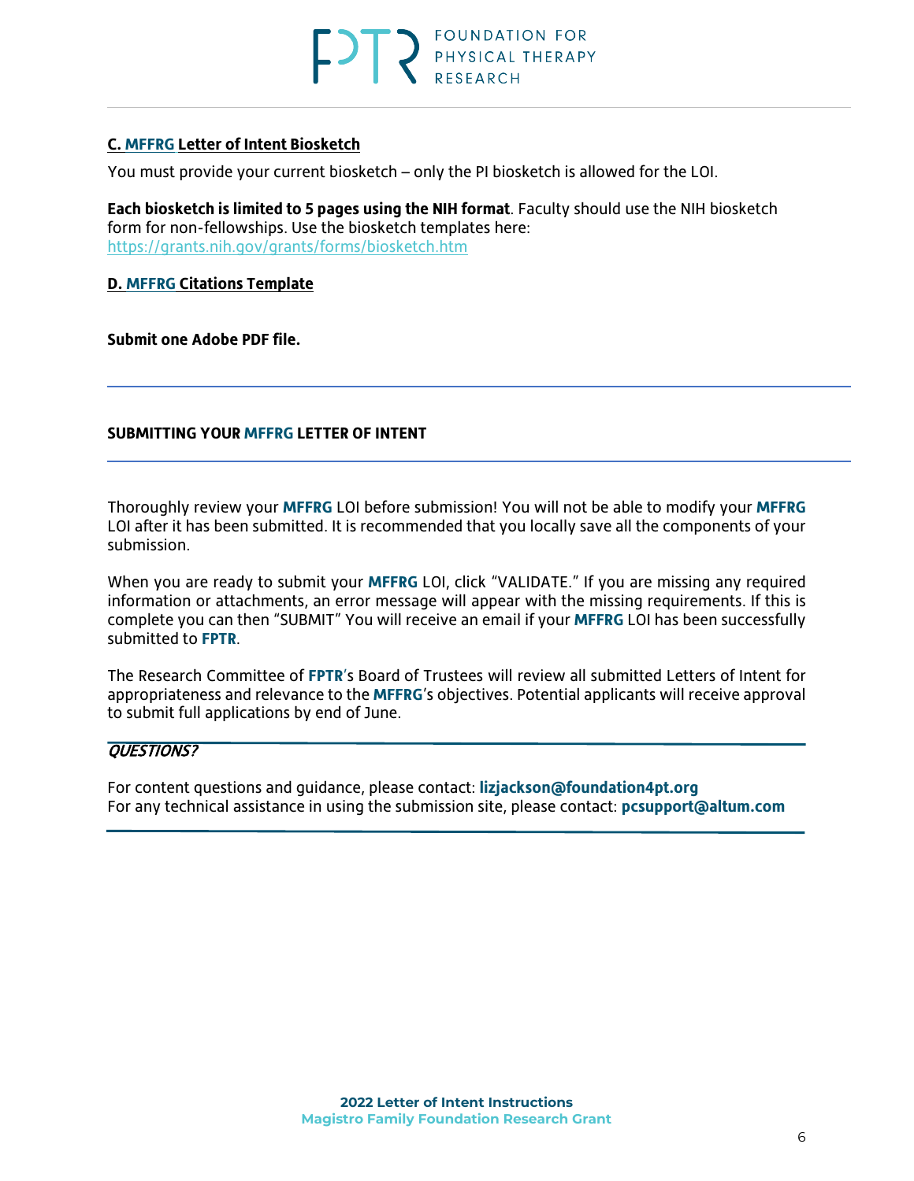### C. MFFRG Letter of Intent Biosketch

You must provide your current biosketch – only the PI biosketch is allowed for the LOI.

**Each biosketch is limited to 5 pages using the NIH format**. Faculty should use the NIH biosketch form for non-fellowships. Use the biosketch templates here: https://grants.nih.gov/grants/forms/biosketch.htm

### D. MFFRG Citations Template

**Submit one Adobe PDF file.**

---

## SUBMITTING YOUR MFFRG LETTER OF INTENT

---

Thoroughly review your **MFFRG** LOI before submission! You will not be able to modify your **MFFRG** LOI after it has been submitted. It is recommended that you locally save all the components of your submission.

When you are ready to submit your **MFFRG** LOI, click "VALIDATE." If you are missing any required information or attachments, an error message will appear with the missing requirements. If this is complete you can then "SUBMIT" You will receive an email if your **MFFRG** LOI has been successfully submitted to **FPTR**.

The Research Committee of **FPTR**'s Board of Trustees will review all submitted Letters of Intent for appropriateness and relevance to the **MFFRG**'s objectives. Potential applicants will receive approval to submit full applications by end of June.

### *QUESTIONS?*

For content questions and guidance, please contact: **lizjackson@foundation4pt.org**
For any technical assistance in using the submission site, please contact: **pcsupport@altum.com**